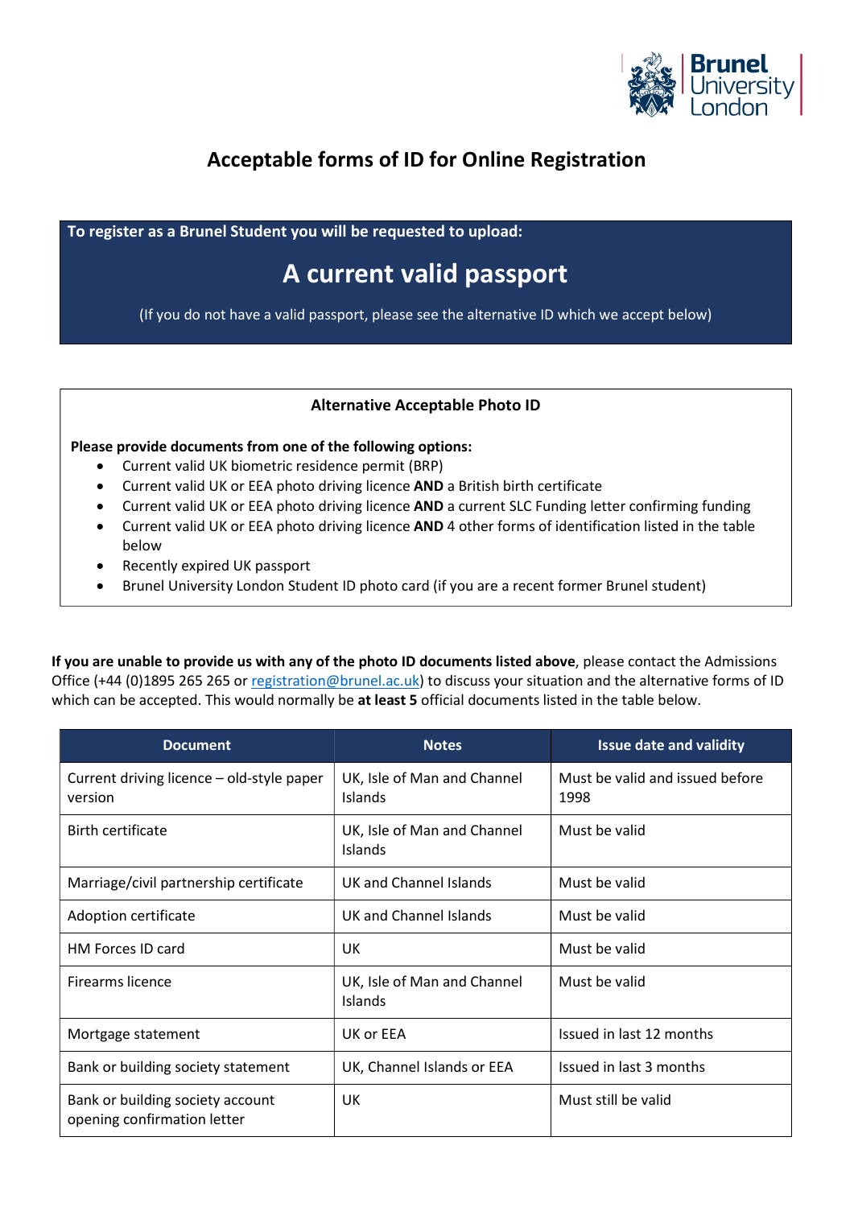# Acceptable forms of ID for Online Registration

**To register as a Brunel Student you will be requested to upload:**

## A current valid passport

(If you do not have a valid passport, please see the alternative ID which we accept below)

### Alternative Acceptable Photo ID

**Please provide documents from one of the following options:**

- Current valid UK biometric residence permit (BRP)
- Current valid UK or EEA photo driving licence **AND** a British birth certificate
- Current valid UK or EEA photo driving licence **AND** a current SLC Funding letter confirming funding
- Current valid UK or EEA photo driving licence **AND** 4 other forms of identification listed in the table below
- Recently expired UK passport
- Brunel University London Student ID photo card (if you are a recent former Brunel student)

**If you are unable to provide us with any of the photo ID documents listed above**, please contact the Admissions Office (+44 (0)1895 265 265 or registration@brunel.ac.uk) to discuss your situation and the alternative forms of ID which can be accepted. This would normally be **at least 5** official documents listed in the table below.

| Document | Notes | Issue date and validity |
|---|---|---|
| Current driving licence – old-style paper version | UK, Isle of Man and Channel Islands | Must be valid and issued before 1998 |
| Birth certificate | UK, Isle of Man and Channel Islands | Must be valid |
| Marriage/civil partnership certificate | UK and Channel Islands | Must be valid |
| Adoption certificate | UK and Channel Islands | Must be valid |
| HM Forces ID card | UK | Must be valid |
| Firearms licence | UK, Isle of Man and Channel Islands | Must be valid |
| Mortgage statement | UK or EEA | Issued in last 12 months |
| Bank or building society statement | UK, Channel Islands or EEA | Issued in last 3 months |
| Bank or building society account opening confirmation letter | UK | Must still be valid |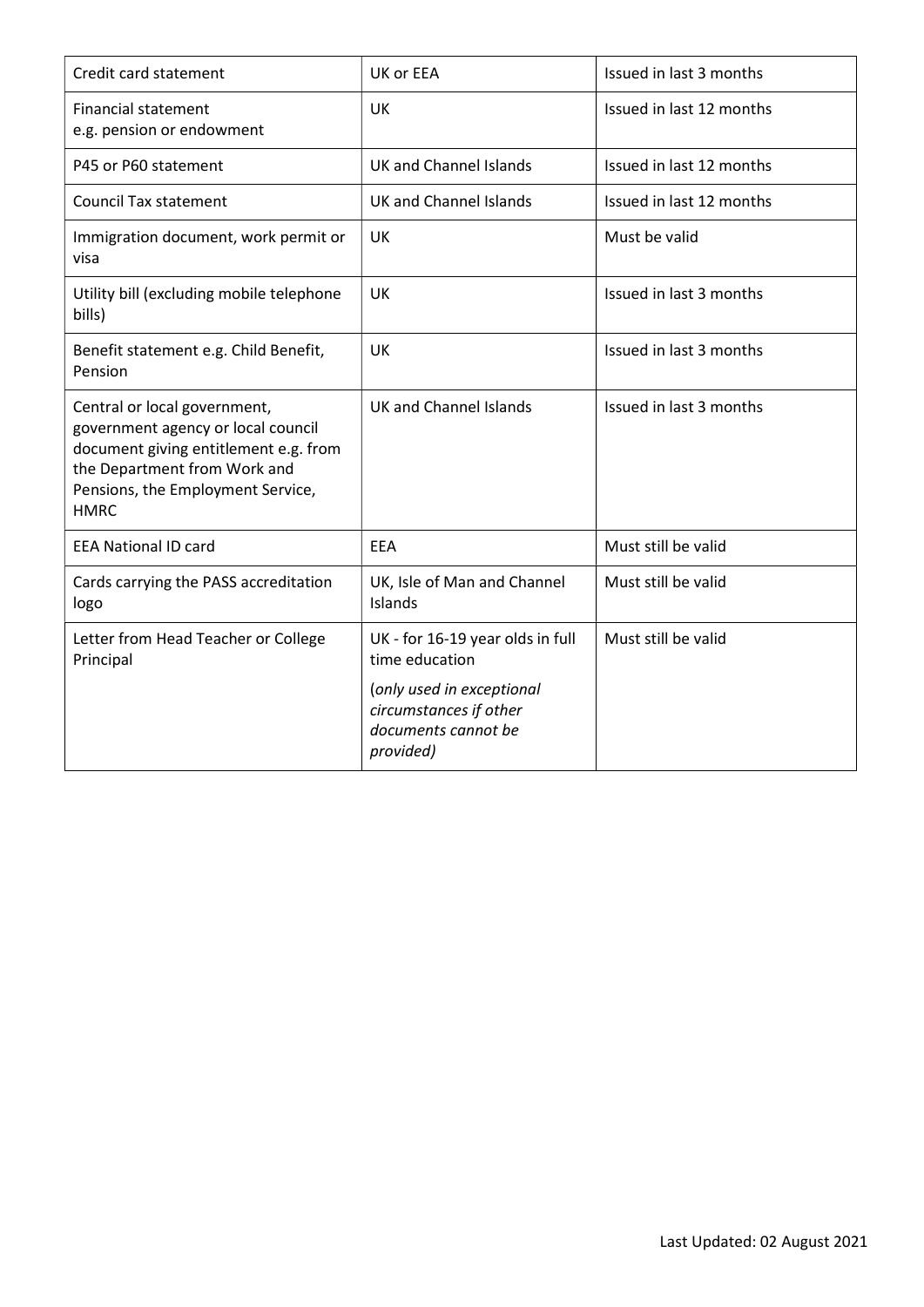| | | |
|---|---|---|
| Credit card statement | UK or EEA | Issued in last 3 months |
| Financial statement<br>e.g. pension or endowment | UK | Issued in last 12 months |
| P45 or P60 statement | UK and Channel Islands | Issued in last 12 months |
| Council Tax statement | UK and Channel Islands | Issued in last 12 months |
| Immigration document, work permit or visa | UK | Must be valid |
| Utility bill (excluding mobile telephone bills) | UK | Issued in last 3 months |
| Benefit statement e.g. Child Benefit, Pension | UK | Issued in last 3 months |
| Central or local government, government agency or local council document giving entitlement e.g. from the Department from Work and Pensions, the Employment Service, HMRC | UK and Channel Islands | Issued in last 3 months |
| EEA National ID card | EEA | Must still be valid |
| Cards carrying the PASS accreditation logo | UK, Isle of Man and Channel Islands | Must still be valid |
| Letter from Head Teacher or College Principal | UK - for 16-19 year olds in full time education<br>*(only used in exceptional circumstances if other documents cannot be provided)* | Must still be valid |

Last Updated: 02 August 2021